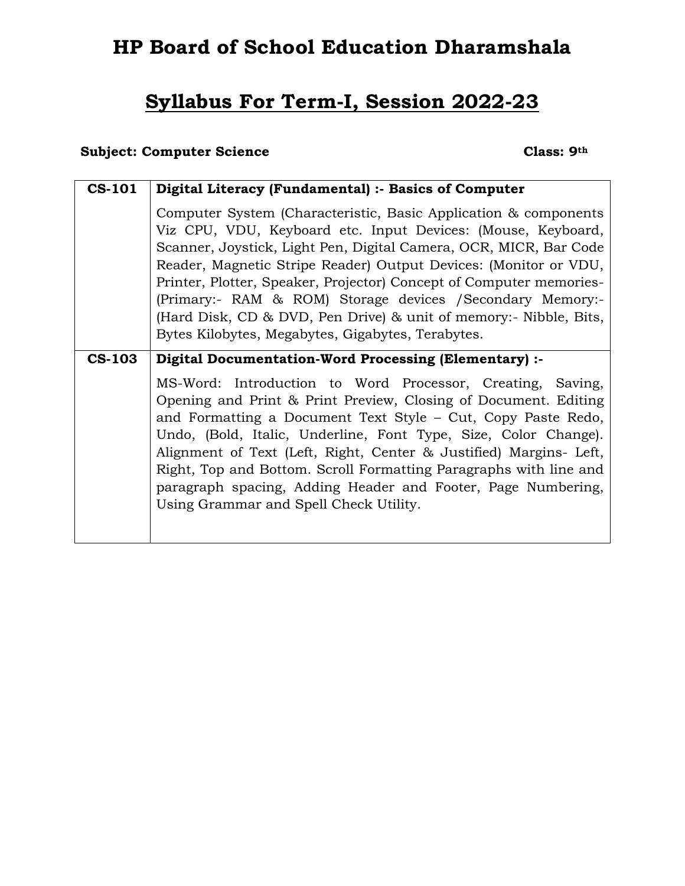# HP Board of School Education Dharamshala

## <u>Syllabus For Term-I, Session 2022-23</u>

**Subject: Computer Science** **Class: 9th**

| | |
|---|---|
| **CS-101** | **Digital Literacy (Fundamental) :- Basics of Computer**<br><br>Computer System (Characteristic, Basic Application & components Viz CPU, VDU, Keyboard etc. Input Devices: (Mouse, Keyboard, Scanner, Joystick, Light Pen, Digital Camera, OCR, MICR, Bar Code Reader, Magnetic Stripe Reader) Output Devices: (Monitor or VDU, Printer, Plotter, Speaker, Projector) Concept of Computer memories- (Primary:- RAM & ROM) Storage devices /Secondary Memory:- (Hard Disk, CD & DVD, Pen Drive) & unit of memory:- Nibble, Bits, Bytes Kilobytes, Megabytes, Gigabytes, Terabytes. |
| **CS-103** | **Digital Documentation-Word Processing (Elementary) :-**<br><br>MS-Word: Introduction to Word Processor, Creating, Saving, Opening and Print & Print Preview, Closing of Document. Editing and Formatting a Document Text Style – Cut, Copy Paste Redo, Undo, (Bold, Italic, Underline, Font Type, Size, Color Change). Alignment of Text (Left, Right, Center & Justified) Margins- Left, Right, Top and Bottom. Scroll Formatting Paragraphs with line and paragraph spacing, Adding Header and Footer, Page Numbering, Using Grammar and Spell Check Utility. |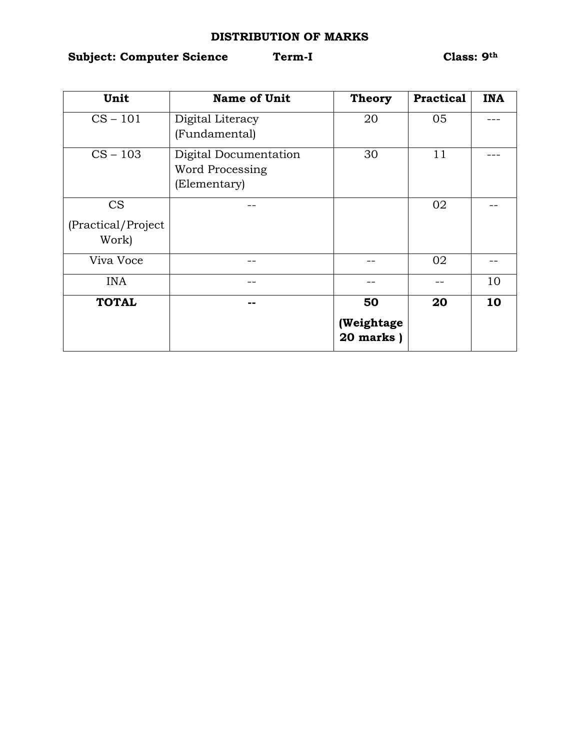# DISTRIBUTION OF MARKS

**Subject: Computer Science** **Term-I** **Class: 9th**

| Unit | Name of Unit | Theory | Practical | INA |
|---|---|---|---|---|
| CS – 101 | Digital Literacy (Fundamental) | 20 | 05 | --- |
| CS – 103 | Digital Documentation Word Processing (Elementary) | 30 | 11 | --- |
| CS (Practical/Project Work) | -- | | 02 | -- |
| Viva Voce | -- | -- | 02 | -- |
| INA | -- | -- | -- | 10 |
| **TOTAL** | **--** | **50 (Weightage 20 marks )** | **20** | **10** |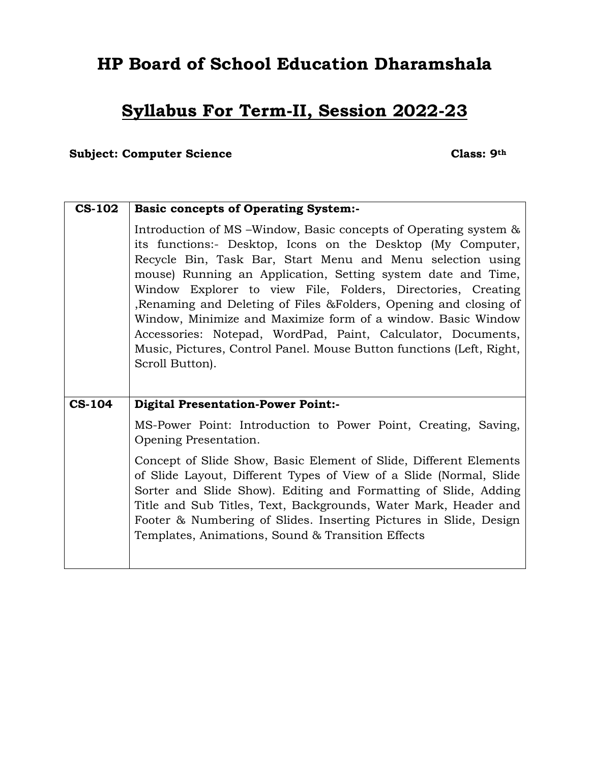# HP Board of School Education Dharamshala

## Syllabus For Term-II, Session 2022-23

**Subject: Computer Science** **Class: 9th**

| | |
|---|---|
| **CS-102** | **Basic concepts of Operating System:-**<br><br>Introduction of MS –Window, Basic concepts of Operating system & its functions:- Desktop, Icons on the Desktop (My Computer, Recycle Bin, Task Bar, Start Menu and Menu selection using mouse) Running an Application, Setting system date and Time, Window Explorer to view File, Folders, Directories, Creating ,Renaming and Deleting of Files &Folders, Opening and closing of Window, Minimize and Maximize form of a window. Basic Window Accessories: Notepad, WordPad, Paint, Calculator, Documents, Music, Pictures, Control Panel. Mouse Button functions (Left, Right, Scroll Button). |
| **CS-104** | **Digital Presentation-Power Point:-**<br><br>MS-Power Point: Introduction to Power Point, Creating, Saving, Opening Presentation.<br><br>Concept of Slide Show, Basic Element of Slide, Different Elements of Slide Layout, Different Types of View of a Slide (Normal, Slide Sorter and Slide Show). Editing and Formatting of Slide, Adding Title and Sub Titles, Text, Backgrounds, Water Mark, Header and Footer & Numbering of Slides. Inserting Pictures in Slide, Design Templates, Animations, Sound & Transition Effects |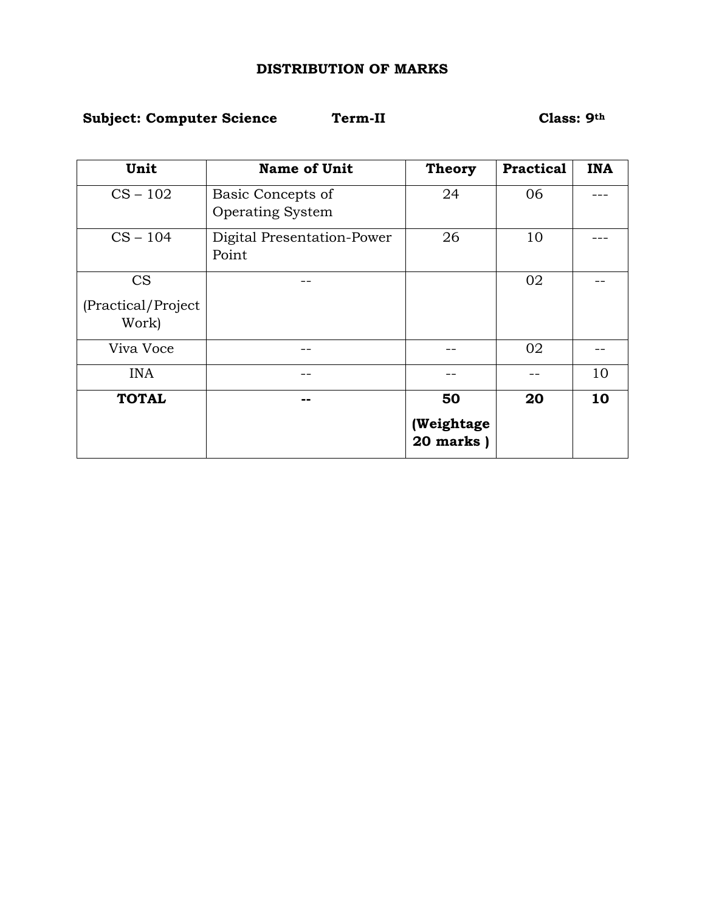**DISTRIBUTION OF MARKS**

**Subject: Computer Science** **Term-II** **Class: 9th**

| Unit | Name of Unit | Theory | Practical | INA |
|---|---|---|---|---|
| CS – 102 | Basic Concepts of Operating System | 24 | 06 | --- |
| CS – 104 | Digital Presentation-Power Point | 26 | 10 | --- |
| CS (Practical/Project Work) | -- | | 02 | -- |
| Viva Voce | -- | -- | 02 | -- |
| INA | -- | -- | -- | 10 |
| **TOTAL** | **--** | **50 (Weightage 20 marks )** | **20** | **10** |